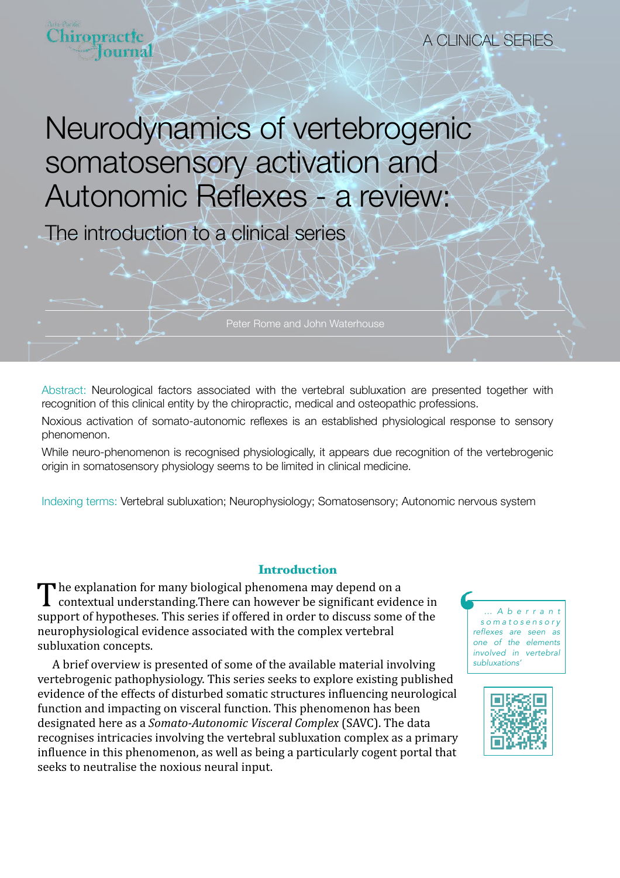A CLINICAL SERIES

# Neurodynamics of vertebrogenic somatosensory activation and Autonomic Reflexes - a review:

## The introduction to a clinical series

Peter Rome and John Waterhouse

Abstract: Neurological factors associated with the vertebral subluxation are presented together with recognition of this clinical entity by the chiropractic, medical and osteopathic professions.

Noxious activation of somato-autonomic reflexes is an established physiological response to sensory phenomenon.

While neuro-phenomenon is recognised physiologically, it appears due recognition of the vertebrogenic origin in somatosensory physiology seems to be limited in clinical medicine.

Indexing terms: Vertebral subluxation; Neurophysiology; Somatosensory; Autonomic nervous system

## Introduction

The explanation for many biological phenomena may depend on a contextual understanding.There can however be significant evidence in support of hypotheses. This series if offered in order to discuss some of the neurophysiological evidence associated with the complex vertebral subluxation concepts.

A brief overview is presented of some of the available material involving vertebrogenic pathophysiology. This series seeks to explore existing published evidence of the effects of disturbed somatic structures influencing neurological function and impacting on visceral function. This phenomenon has been designated here as a *Somato-Autonomic Visceral Complex* (SAVC). The data recognises intricacies involving the vertebral subluxation complex as a primary influence in this phenomenon, as well as being a particularly cogent portal that seeks to neutralise the noxious neural input.

> *... Aberrant somatosensory reflexes are seen as one of the elements involved in vertebral subluxations'*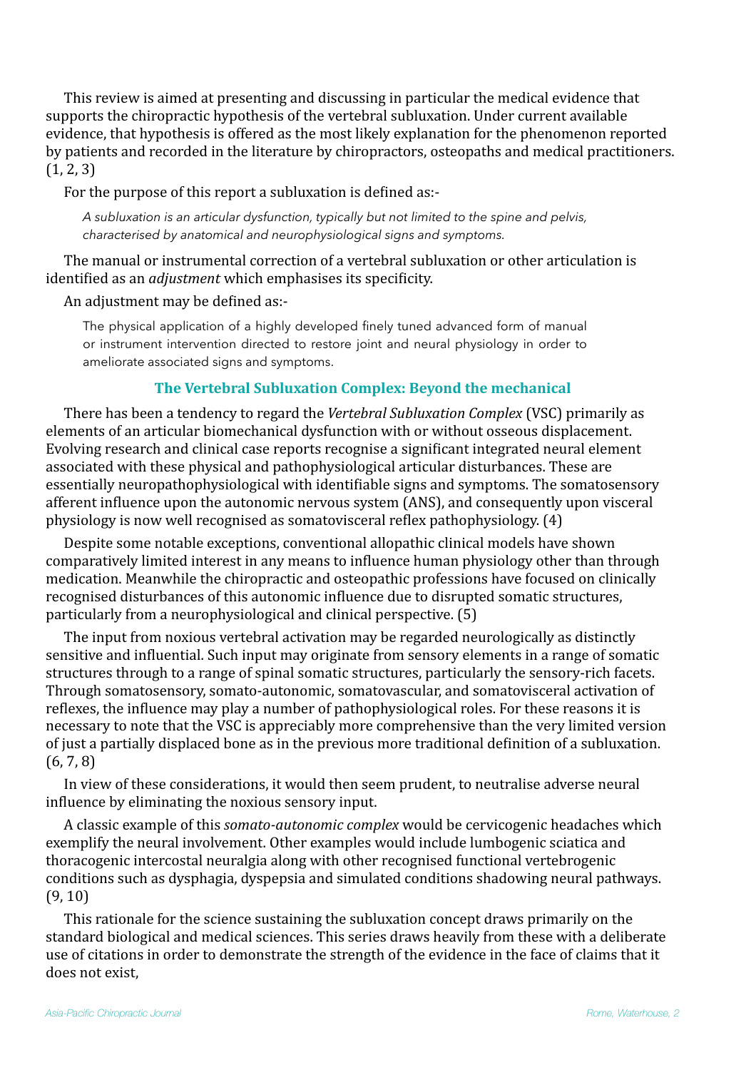This review is aimed at presenting and discussing in particular the medical evidence that supports the chiropractic hypothesis of the vertebral subluxation. Under current available evidence, that hypothesis is offered as the most likely explanation for the phenomenon reported by patients and recorded in the literature by chiropractors, osteopaths and medical practitioners. (1, 2, 3)

For the purpose of this report a subluxation is defined as:-

> *A subluxation is an articular dysfunction, typically but not limited to the spine and pelvis, characterised by anatomical and neurophysiological signs and symptoms.*

The manual or instrumental correction of a vertebral subluxation or other articulation is identified as an *adjustment* which emphasises its specificity.

An adjustment may be defined as:-

> The physical application of a highly developed finely tuned advanced form of manual or instrument intervention directed to restore joint and neural physiology in order to ameliorate associated signs and symptoms.

## The Vertebral Subluxation Complex: Beyond the mechanical

There has been a tendency to regard the *Vertebral Subluxation Complex* (VSC) primarily as elements of an articular biomechanical dysfunction with or without osseous displacement. Evolving research and clinical case reports recognise a significant integrated neural element associated with these physical and pathophysiological articular disturbances. These are essentially neuropathophysiological with identifiable signs and symptoms. The somatosensory afferent influence upon the autonomic nervous system (ANS), and consequently upon visceral physiology is now well recognised as somatovisceral reflex pathophysiology. (4)

Despite some notable exceptions, conventional allopathic clinical models have shown comparatively limited interest in any means to influence human physiology other than through medication. Meanwhile the chiropractic and osteopathic professions have focused on clinically recognised disturbances of this autonomic influence due to disrupted somatic structures, particularly from a neurophysiological and clinical perspective. (5)

The input from noxious vertebral activation may be regarded neurologically as distinctly sensitive and influential. Such input may originate from sensory elements in a range of somatic structures through to a range of spinal somatic structures, particularly the sensory-rich facets. Through somatosensory, somato-autonomic, somatovascular, and somatovisceral activation of reflexes, the influence may play a number of pathophysiological roles. For these reasons it is necessary to note that the VSC is appreciably more comprehensive than the very limited version of just a partially displaced bone as in the previous more traditional definition of a subluxation. (6, 7, 8)

In view of these considerations, it would then seem prudent, to neutralise adverse neural influence by eliminating the noxious sensory input.

A classic example of this *somato-autonomic complex* would be cervicogenic headaches which exemplify the neural involvement. Other examples would include lumbogenic sciatica and thoracogenic intercostal neuralgia along with other recognised functional vertebrogenic conditions such as dysphagia, dyspepsia and simulated conditions shadowing neural pathways. (9, 10)

This rationale for the science sustaining the subluxation concept draws primarily on the standard biological and medical sciences. This series draws heavily from these with a deliberate use of citations in order to demonstrate the strength of the evidence in the face of claims that it does not exist,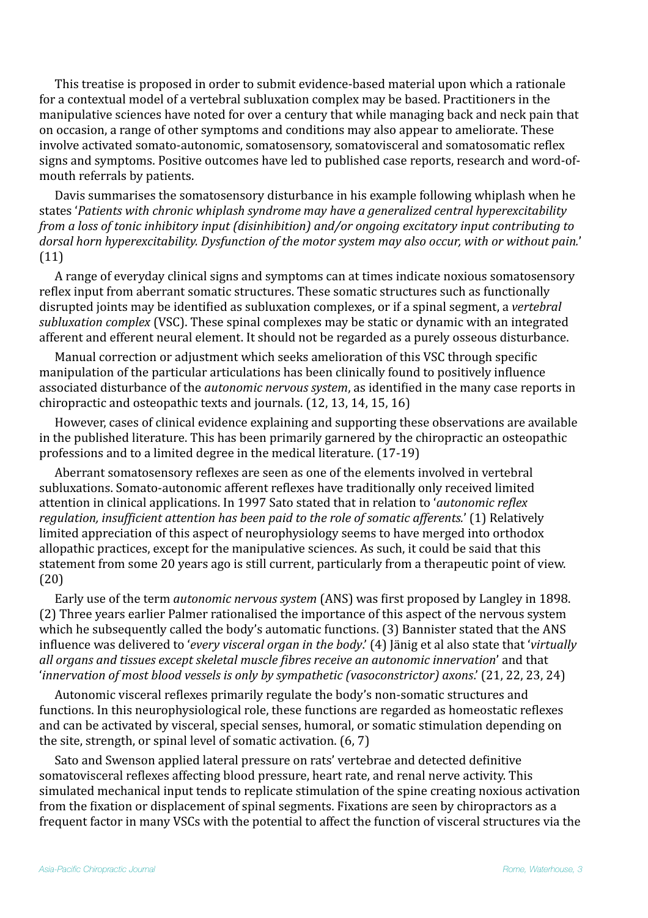This treatise is proposed in order to submit evidence-based material upon which a rationale for a contextual model of a vertebral subluxation complex may be based. Practitioners in the manipulative sciences have noted for over a century that while managing back and neck pain that on occasion, a range of other symptoms and conditions may also appear to ameliorate. These involve activated somato-autonomic, somatosensory, somatovisceral and somatosomatic reflex signs and symptoms. Positive outcomes have led to published case reports, research and word-of-mouth referrals by patients.

Davis summarises the somatosensory disturbance in his example following whiplash when he states '*Patients with chronic whiplash syndrome may have a generalized central hyperexcitability from a loss of tonic inhibitory input (disinhibition) and/or ongoing excitatory input contributing to dorsal horn hyperexcitability. Dysfunction of the motor system may also occur, with or without pain.*' (11)

A range of everyday clinical signs and symptoms can at times indicate noxious somatosensory reflex input from aberrant somatic structures. These somatic structures such as functionally disrupted joints may be identified as subluxation complexes, or if a spinal segment, a *vertebral subluxation complex* (VSC). These spinal complexes may be static or dynamic with an integrated afferent and efferent neural element. It should not be regarded as a purely osseous disturbance.

Manual correction or adjustment which seeks amelioration of this VSC through specific manipulation of the particular articulations has been clinically found to positively influence associated disturbance of the *autonomic nervous system*, as identified in the many case reports in chiropractic and osteopathic texts and journals. (12, 13, 14, 15, 16)

However, cases of clinical evidence explaining and supporting these observations are available in the published literature. This has been primarily garnered by the chiropractic an osteopathic professions and to a limited degree in the medical literature. (17-19)

Aberrant somatosensory reflexes are seen as one of the elements involved in vertebral subluxations. Somato-autonomic afferent reflexes have traditionally only received limited attention in clinical applications. In 1997 Sato stated that in relation to '*autonomic reflex regulation, insufficient attention has been paid to the role of somatic afferents.*' (1) Relatively limited appreciation of this aspect of neurophysiology seems to have merged into orthodox allopathic practices, except for the manipulative sciences. As such, it could be said that this statement from some 20 years ago is still current, particularly from a therapeutic point of view. (20)

Early use of the term *autonomic nervous system* (ANS) was first proposed by Langley in 1898. (2) Three years earlier Palmer rationalised the importance of this aspect of the nervous system which he subsequently called the body's automatic functions. (3) Bannister stated that the ANS influence was delivered to '*every visceral organ in the body*.' (4) Jänig et al also state that '*virtually all organs and tissues except skeletal muscle fibres receive an autonomic innervation*' and that '*innervation of most blood vessels is only by sympathetic (vasoconstrictor) axons*.' (21, 22, 23, 24)

Autonomic visceral reflexes primarily regulate the body's non-somatic structures and functions. In this neurophysiological role, these functions are regarded as homeostatic reflexes and can be activated by visceral, special senses, humoral, or somatic stimulation depending on the site, strength, or spinal level of somatic activation. (6, 7)

Sato and Swenson applied lateral pressure on rats' vertebrae and detected definitive somatovisceral reflexes affecting blood pressure, heart rate, and renal nerve activity. This simulated mechanical input tends to replicate stimulation of the spine creating noxious activation from the fixation or displacement of spinal segments. Fixations are seen by chiropractors as a frequent factor in many VSCs with the potential to affect the function of visceral structures via the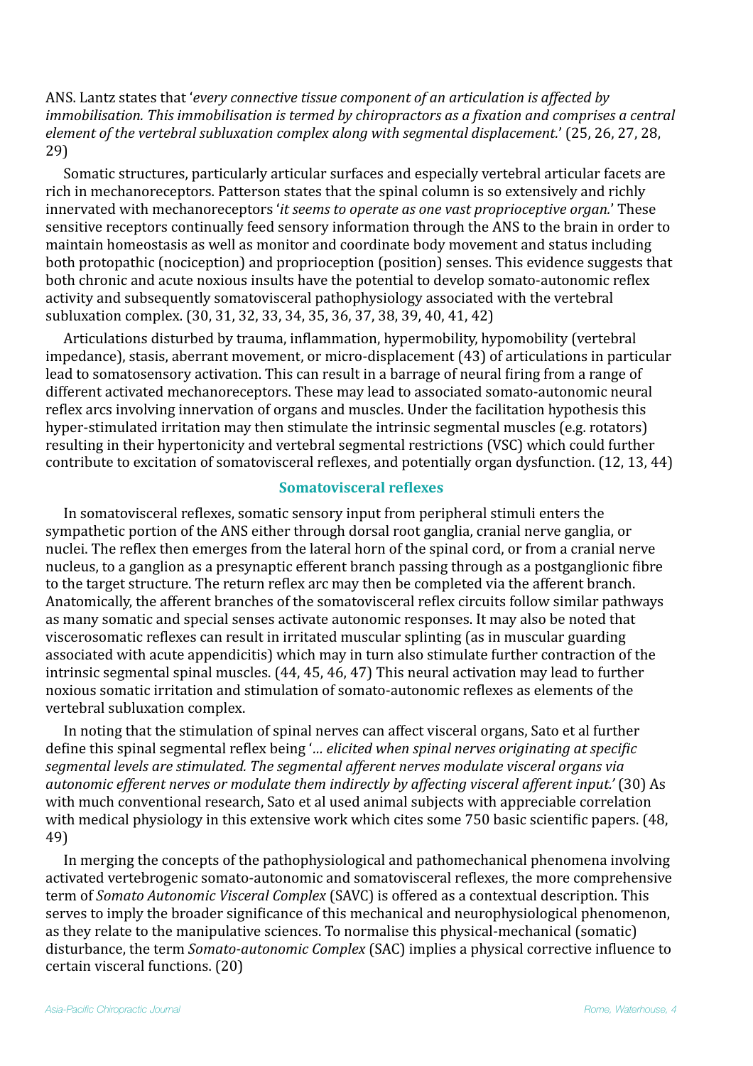ANS. Lantz states that '*every connective tissue component of an articulation is affected by immobilisation. This immobilisation is termed by chiropractors as a fixation and comprises a central element of the vertebral subluxation complex along with segmental displacement.*' (25, 26, 27, 28, 29)

Somatic structures, particularly articular surfaces and especially vertebral articular facets are rich in mechanoreceptors. Patterson states that the spinal column is so extensively and richly innervated with mechanoreceptors '*it seems to operate as one vast proprioceptive organ.*' These sensitive receptors continually feed sensory information through the ANS to the brain in order to maintain homeostasis as well as monitor and coordinate body movement and status including both protopathic (nociception) and proprioception (position) senses. This evidence suggests that both chronic and acute noxious insults have the potential to develop somato-autonomic reflex activity and subsequently somatovisceral pathophysiology associated with the vertebral subluxation complex. (30, 31, 32, 33, 34, 35, 36, 37, 38, 39, 40, 41, 42)

Articulations disturbed by trauma, inflammation, hypermobility, hypomobility (vertebral impedance), stasis, aberrant movement, or micro-displacement (43) of articulations in particular lead to somatosensory activation. This can result in a barrage of neural firing from a range of different activated mechanoreceptors. These may lead to associated somato-autonomic neural reflex arcs involving innervation of organs and muscles. Under the facilitation hypothesis this hyper-stimulated irritation may then stimulate the intrinsic segmental muscles (e.g. rotators) resulting in their hypertonicity and vertebral segmental restrictions (VSC) which could further contribute to excitation of somatovisceral reflexes, and potentially organ dysfunction. (12, 13, 44)

## Somatovisceral reflexes

In somatovisceral reflexes, somatic sensory input from peripheral stimuli enters the sympathetic portion of the ANS either through dorsal root ganglia, cranial nerve ganglia, or nuclei. The reflex then emerges from the lateral horn of the spinal cord, or from a cranial nerve nucleus, to a ganglion as a presynaptic efferent branch passing through as a postganglionic fibre to the target structure. The return reflex arc may then be completed via the afferent branch. Anatomically, the afferent branches of the somatovisceral reflex circuits follow similar pathways as many somatic and special senses activate autonomic responses. It may also be noted that viscerosomatic reflexes can result in irritated muscular splinting (as in muscular guarding associated with acute appendicitis) which may in turn also stimulate further contraction of the intrinsic segmental spinal muscles. (44, 45, 46, 47) This neural activation may lead to further noxious somatic irritation and stimulation of somato-autonomic reflexes as elements of the vertebral subluxation complex.

In noting that the stimulation of spinal nerves can affect visceral organs, Sato et al further define this spinal segmental reflex being '*... elicited when spinal nerves originating at specific segmental levels are stimulated. The segmental afferent nerves modulate visceral organs via autonomic efferent nerves or modulate them indirectly by affecting visceral afferent input.*' (30) As with much conventional research, Sato et al used animal subjects with appreciable correlation with medical physiology in this extensive work which cites some 750 basic scientific papers. (48, 49)

In merging the concepts of the pathophysiological and pathomechanical phenomena involving activated vertebrogenic somato-autonomic and somatovisceral reflexes, the more comprehensive term of *Somato Autonomic Visceral Complex* (SAVC) is offered as a contextual description. This serves to imply the broader significance of this mechanical and neurophysiological phenomenon, as they relate to the manipulative sciences. To normalise this physical-mechanical (somatic) disturbance, the term *Somato-autonomic Complex* (SAC) implies a physical corrective influence to certain visceral functions. (20)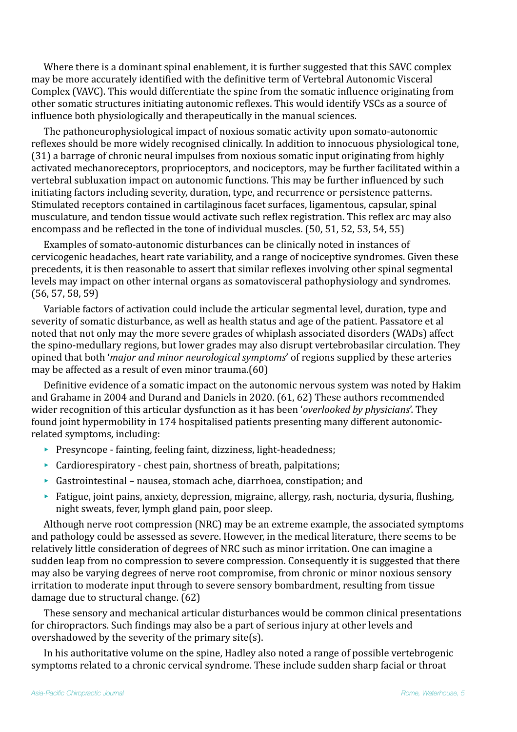Where there is a dominant spinal enablement, it is further suggested that this SAVC complex may be more accurately identified with the definitive term of Vertebral Autonomic Visceral Complex (VAVC). This would differentiate the spine from the somatic influence originating from other somatic structures initiating autonomic reflexes. This would identify VSCs as a source of influence both physiologically and therapeutically in the manual sciences.

The pathoneurophysiological impact of noxious somatic activity upon somato-autonomic reflexes should be more widely recognised clinically. In addition to innocuous physiological tone, (31) a barrage of chronic neural impulses from noxious somatic input originating from highly activated mechanoreceptors, proprioceptors, and nociceptors, may be further facilitated within a vertebral subluxation impact on autonomic functions. This may be further influenced by such initiating factors including severity, duration, type, and recurrence or persistence patterns. Stimulated receptors contained in cartilaginous facet surfaces, ligamentous, capsular, spinal musculature, and tendon tissue would activate such reflex registration. This reflex arc may also encompass and be reflected in the tone of individual muscles. (50, 51, 52, 53, 54, 55)

Examples of somato-autonomic disturbances can be clinically noted in instances of cervicogenic headaches, heart rate variability, and a range of nociceptive syndromes. Given these precedents, it is then reasonable to assert that similar reflexes involving other spinal segmental levels may impact on other internal organs as somatovisceral pathophysiology and syndromes. (56, 57, 58, 59)

Variable factors of activation could include the articular segmental level, duration, type and severity of somatic disturbance, as well as health status and age of the patient. Passatore et al noted that not only may the more severe grades of whiplash associated disorders (WADs) affect the spino-medullary regions, but lower grades may also disrupt vertebrobasilar circulation. They opined that both '*major and minor neurological symptoms*' of regions supplied by these arteries may be affected as a result of even minor trauma.(60)

Definitive evidence of a somatic impact on the autonomic nervous system was noted by Hakim and Grahame in 2004 and Durand and Daniels in 2020. (61, 62) These authors recommended wider recognition of this articular dysfunction as it has been '*overlooked by physicians*'. They found joint hypermobility in 174 hospitalised patients presenting many different autonomic-related symptoms, including:

- Presyncope - fainting, feeling faint, dizziness, light-headedness;
- Cardiorespiratory - chest pain, shortness of breath, palpitations;
- Gastrointestinal – nausea, stomach ache, diarrhoea, constipation; and
- Fatigue, joint pains, anxiety, depression, migraine, allergy, rash, nocturia, dysuria, flushing, night sweats, fever, lymph gland pain, poor sleep.

Although nerve root compression (NRC) may be an extreme example, the associated symptoms and pathology could be assessed as severe. However, in the medical literature, there seems to be relatively little consideration of degrees of NRC such as minor irritation. One can imagine a sudden leap from no compression to severe compression. Consequently it is suggested that there may also be varying degrees of nerve root compromise, from chronic or minor noxious sensory irritation to moderate input through to severe sensory bombardment, resulting from tissue damage due to structural change. (62)

These sensory and mechanical articular disturbances would be common clinical presentations for chiropractors. Such findings may also be a part of serious injury at other levels and overshadowed by the severity of the primary site(s).

In his authoritative volume on the spine, Hadley also noted a range of possible vertebrogenic symptoms related to a chronic cervical syndrome. These include sudden sharp facial or throat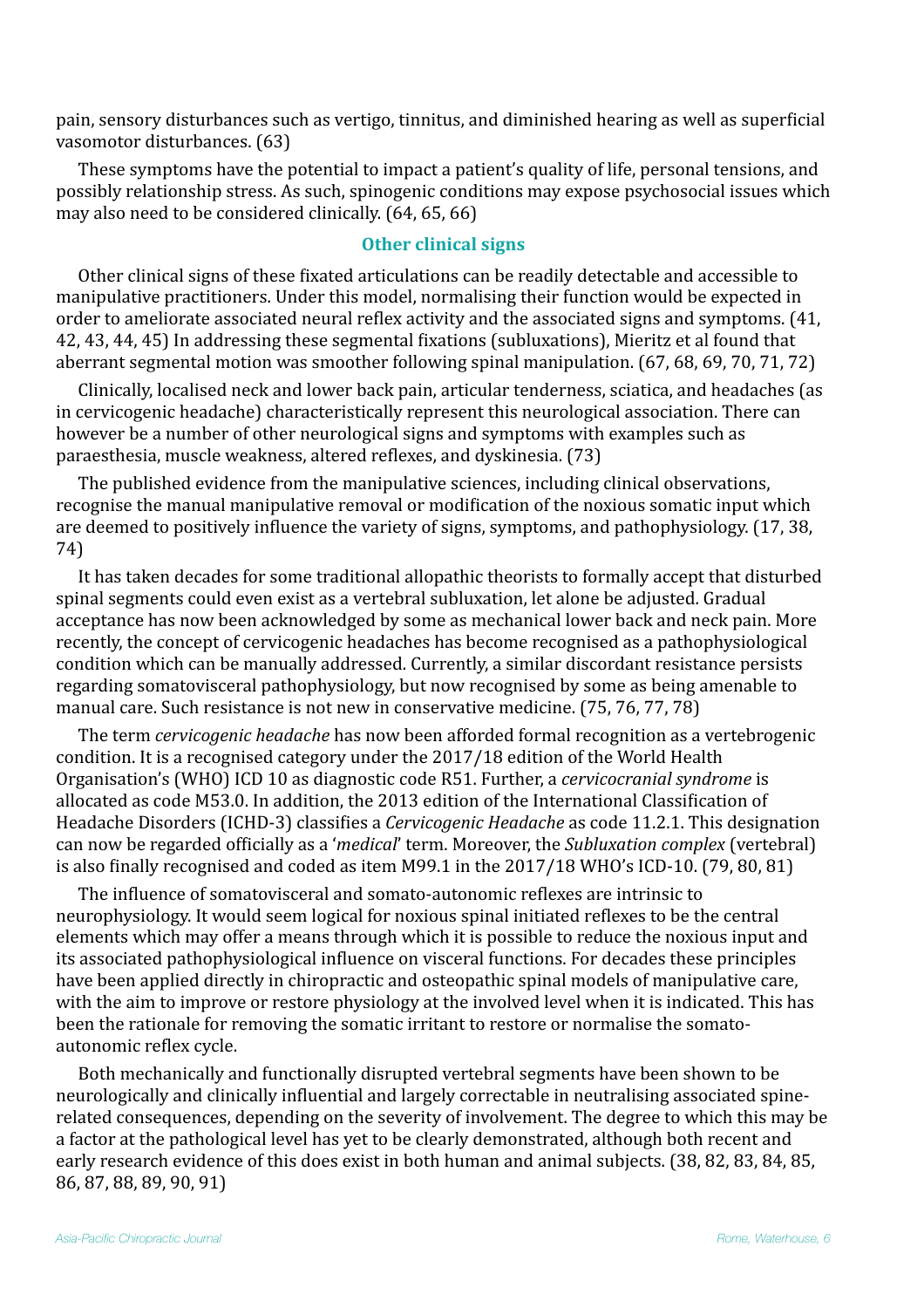pain, sensory disturbances such as vertigo, tinnitus, and diminished hearing as well as superficial vasomotor disturbances. (63)

These symptoms have the potential to impact a patient's quality of life, personal tensions, and possibly relationship stress. As such, spinogenic conditions may expose psychosocial issues which may also need to be considered clinically. (64, 65, 66)

## Other clinical signs

Other clinical signs of these fixated articulations can be readily detectable and accessible to manipulative practitioners. Under this model, normalising their function would be expected in order to ameliorate associated neural reflex activity and the associated signs and symptoms. (41, 42, 43, 44, 45) In addressing these segmental fixations (subluxations), Mieritz et al found that aberrant segmental motion was smoother following spinal manipulation. (67, 68, 69, 70, 71, 72)

Clinically, localised neck and lower back pain, articular tenderness, sciatica, and headaches (as in cervicogenic headache) characteristically represent this neurological association. There can however be a number of other neurological signs and symptoms with examples such as paraesthesia, muscle weakness, altered reflexes, and dyskinesia. (73)

The published evidence from the manipulative sciences, including clinical observations, recognise the manual manipulative removal or modification of the noxious somatic input which are deemed to positively influence the variety of signs, symptoms, and pathophysiology. (17, 38, 74)

It has taken decades for some traditional allopathic theorists to formally accept that disturbed spinal segments could even exist as a vertebral subluxation, let alone be adjusted. Gradual acceptance has now been acknowledged by some as mechanical lower back and neck pain. More recently, the concept of cervicogenic headaches has become recognised as a pathophysiological condition which can be manually addressed. Currently, a similar discordant resistance persists regarding somatovisceral pathophysiology, but now recognised by some as being amenable to manual care. Such resistance is not new in conservative medicine. (75, 76, 77, 78)

The term *cervicogenic headache* has now been afforded formal recognition as a vertebrogenic condition. It is a recognised category under the 2017/18 edition of the World Health Organisation's (WHO) ICD 10 as diagnostic code R51. Further, a *cervicocranial syndrome* is allocated as code M53.0. In addition, the 2013 edition of the International Classification of Headache Disorders (ICHD-3) classifies a *Cervicogenic Headache* as code 11.2.1. This designation can now be regarded officially as a '*medical*' term. Moreover, the *Subluxation complex* (vertebral) is also finally recognised and coded as item M99.1 in the 2017/18 WHO's ICD-10. (79, 80, 81)

The influence of somatovisceral and somato-autonomic reflexes are intrinsic to neurophysiology. It would seem logical for noxious spinal initiated reflexes to be the central elements which may offer a means through which it is possible to reduce the noxious input and its associated pathophysiological influence on visceral functions. For decades these principles have been applied directly in chiropractic and osteopathic spinal models of manipulative care, with the aim to improve or restore physiology at the involved level when it is indicated. This has been the rationale for removing the somatic irritant to restore or normalise the somato-autonomic reflex cycle.

Both mechanically and functionally disrupted vertebral segments have been shown to be neurologically and clinically influential and largely correctable in neutralising associated spine-related consequences, depending on the severity of involvement. The degree to which this may be a factor at the pathological level has yet to be clearly demonstrated, although both recent and early research evidence of this does exist in both human and animal subjects. (38, 82, 83, 84, 85, 86, 87, 88, 89, 90, 91)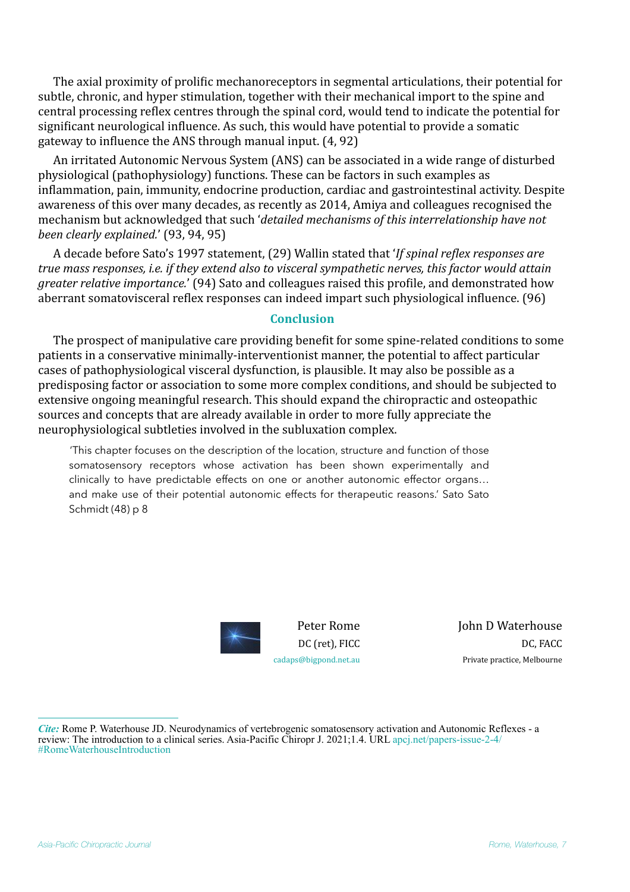The axial proximity of prolific mechanoreceptors in segmental articulations, their potential for subtle, chronic, and hyper stimulation, together with their mechanical import to the spine and central processing reflex centres through the spinal cord, would tend to indicate the potential for significant neurological influence. As such, this would have potential to provide a somatic gateway to influence the ANS through manual input. (4, 92)

An irritated Autonomic Nervous System (ANS) can be associated in a wide range of disturbed physiological (pathophysiology) functions. These can be factors in such examples as inflammation, pain, immunity, endocrine production, cardiac and gastrointestinal activity. Despite awareness of this over many decades, as recently as 2014, Amiya and colleagues recognised the mechanism but acknowledged that such '*detailed mechanisms of this interrelationship have not been clearly explained.*' (93, 94, 95)

A decade before Sato's 1997 statement, (29) Wallin stated that '*If spinal reflex responses are true mass responses, i.e. if they extend also to visceral sympathetic nerves, this factor would attain greater relative importance.*' (94) Sato and colleagues raised this profile, and demonstrated how aberrant somatovisceral reflex responses can indeed impart such physiological influence. (96)

## Conclusion

The prospect of manipulative care providing benefit for some spine-related conditions to some patients in a conservative minimally-interventionist manner, the potential to affect particular cases of pathophysiological visceral dysfunction, is plausible. It may also be possible as a predisposing factor or association to some more complex conditions, and should be subjected to extensive ongoing meaningful research. This should expand the chiropractic and osteopathic sources and concepts that are already available in order to more fully appreciate the neurophysiological subtleties involved in the subluxation complex.

> 'This chapter focuses on the description of the location, structure and function of those somatosensory receptors whose activation has been shown experimentally and clinically to have predictable effects on one or another autonomic effector organs… and make use of their potential autonomic effects for therapeutic reasons.' Sato Sato Schmidt (48) p 8

Peter Rome
DC (ret), FICC
cadaps@bigpond.net.au

John D Waterhouse
DC, FACC
Private practice, Melbourne

***Cite:*** Rome P. Waterhouse JD. Neurodynamics of vertebrogenic somatosensory activation and Autonomic Reflexes - a review: The introduction to a clinical series. Asia-Pacific Chiropr J. 2021;1.4. URL apcj.net/papers-issue-2-4/#RomeWaterhouseIntroduction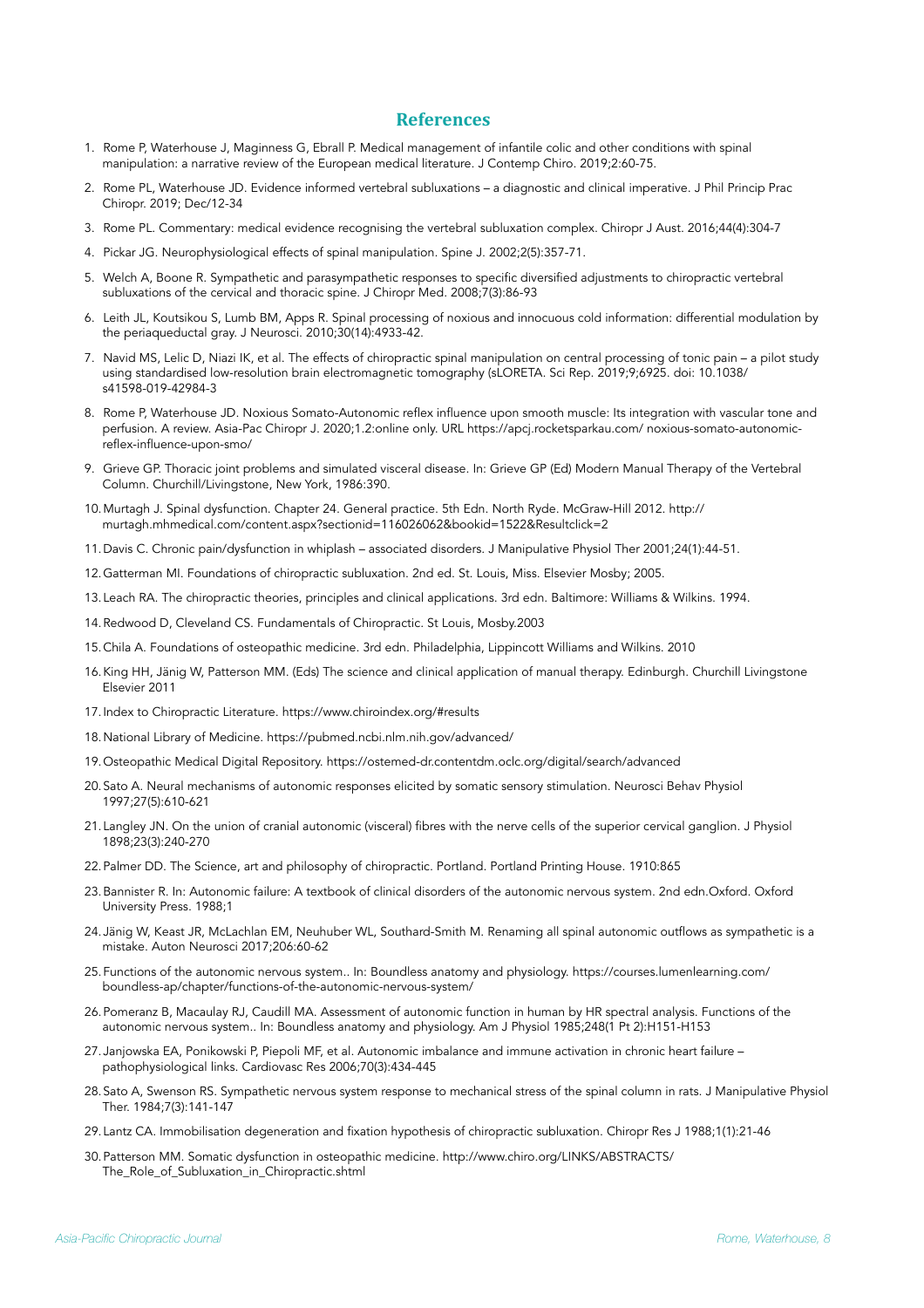## References

1. Rome P, Waterhouse J, Maginness G, Ebrall P. Medical management of infantile colic and other conditions with spinal manipulation: a narrative review of the European medical literature. J Contemp Chiro. 2019;2:60-75.
2. Rome PL, Waterhouse JD. Evidence informed vertebral subluxations – a diagnostic and clinical imperative. J Phil Princip Prac Chiropr. 2019; Dec/12-34
3. Rome PL. Commentary: medical evidence recognising the vertebral subluxation complex. Chiropr J Aust. 2016;44(4):304-7
4. Pickar JG. Neurophysiological effects of spinal manipulation. Spine J. 2002;2(5):357-71.
5. Welch A, Boone R. Sympathetic and parasympathetic responses to specific diversified adjustments to chiropractic vertebral subluxations of the cervical and thoracic spine. J Chiropr Med. 2008;7(3):86-93
6. Leith JL, Koutsikou S, Lumb BM, Apps R. Spinal processing of noxious and innocuous cold information: differential modulation by the periaqueductal gray. J Neurosci. 2010;30(14):4933-42.
7. Navid MS, Lelic D, Niazi IK, et al. The effects of chiropractic spinal manipulation on central processing of tonic pain – a pilot study using standardised low-resolution brain electromagnetic tomography (sLORETA. Sci Rep. 2019;9;6925. doi: 10.1038/s41598-019-42984-3
8. Rome P, Waterhouse JD. Noxious Somato-Autonomic reflex influence upon smooth muscle: Its integration with vascular tone and perfusion. A review. Asia-Pac Chiropr J. 2020;1.2:online only. URL https://apcj.rocketsparkau.com/ noxious-somato-autonomic-reflex-influence-upon-smo/
9. Grieve GP. Thoracic joint problems and simulated visceral disease. In: Grieve GP (Ed) Modern Manual Therapy of the Vertebral Column. Churchill/Livingstone, New York, 1986:390.
10. Murtagh J. Spinal dysfunction. Chapter 24. General practice. 5th Edn. North Ryde. McGraw-Hill 2012. http://murtagh.mhmedical.com/content.aspx?sectionid=116026062&bookid=1522&Resultclick=2
11. Davis C. Chronic pain/dysfunction in whiplash – associated disorders. J Manipulative Physiol Ther 2001;24(1):44-51.
12. Gatterman MI. Foundations of chiropractic subluxation. 2nd ed. St. Louis, Miss. Elsevier Mosby; 2005.
13. Leach RA. The chiropractic theories, principles and clinical applications. 3rd edn. Baltimore: Williams & Wilkins. 1994.
14. Redwood D, Cleveland CS. Fundamentals of Chiropractic. St Louis, Mosby.2003
15. Chila A. Foundations of osteopathic medicine. 3rd edn. Philadelphia, Lippincott Williams and Wilkins. 2010
16. King HH, Jänig W, Patterson MM. (Eds) The science and clinical application of manual therapy. Edinburgh. Churchill Livingstone Elsevier 2011
17. Index to Chiropractic Literature. https://www.chiroindex.org/#results
18. National Library of Medicine. https://pubmed.ncbi.nlm.nih.gov/advanced/
19. Osteopathic Medical Digital Repository. https://ostemed-dr.contentdm.oclc.org/digital/search/advanced
20. Sato A. Neural mechanisms of autonomic responses elicited by somatic sensory stimulation. Neurosci Behav Physiol 1997;27(5):610-621
21. Langley JN. On the union of cranial autonomic (visceral) fibres with the nerve cells of the superior cervical ganglion. J Physiol 1898;23(3):240-270
22. Palmer DD. The Science, art and philosophy of chiropractic. Portland. Portland Printing House. 1910:865
23. Bannister R. In: Autonomic failure: A textbook of clinical disorders of the autonomic nervous system. 2nd edn.Oxford. Oxford University Press. 1988;1
24. Jänig W, Keast JR, McLachlan EM, Neuhuber WL, Southard-Smith M. Renaming all spinal autonomic outflows as sympathetic is a mistake. Auton Neurosci 2017;206:60-62
25. Functions of the autonomic nervous system.. In: Boundless anatomy and physiology. https://courses.lumenlearning.com/boundless-ap/chapter/functions-of-the-autonomic-nervous-system/
26. Pomeranz B, Macaulay RJ, Caudill MA. Assessment of autonomic function in human by HR spectral analysis. Functions of the autonomic nervous system.. In: Boundless anatomy and physiology. Am J Physiol 1985;248(1 Pt 2):H151-H153
27. Janjowska EA, Ponikowski P, Piepoli MF, et al. Autonomic imbalance and immune activation in chronic heart failure – pathophysiological links. Cardiovasc Res 2006;70(3):434-445
28. Sato A, Swenson RS. Sympathetic nervous system response to mechanical stress of the spinal column in rats. J Manipulative Physiol Ther. 1984;7(3):141-147
29. Lantz CA. Immobilisation degeneration and fixation hypothesis of chiropractic subluxation. Chiropr Res J 1988;1(1):21-46
30. Patterson MM. Somatic dysfunction in osteopathic medicine. http://www.chiro.org/LINKS/ABSTRACTS/The_Role_of_Subluxation_in_Chiropractic.shtml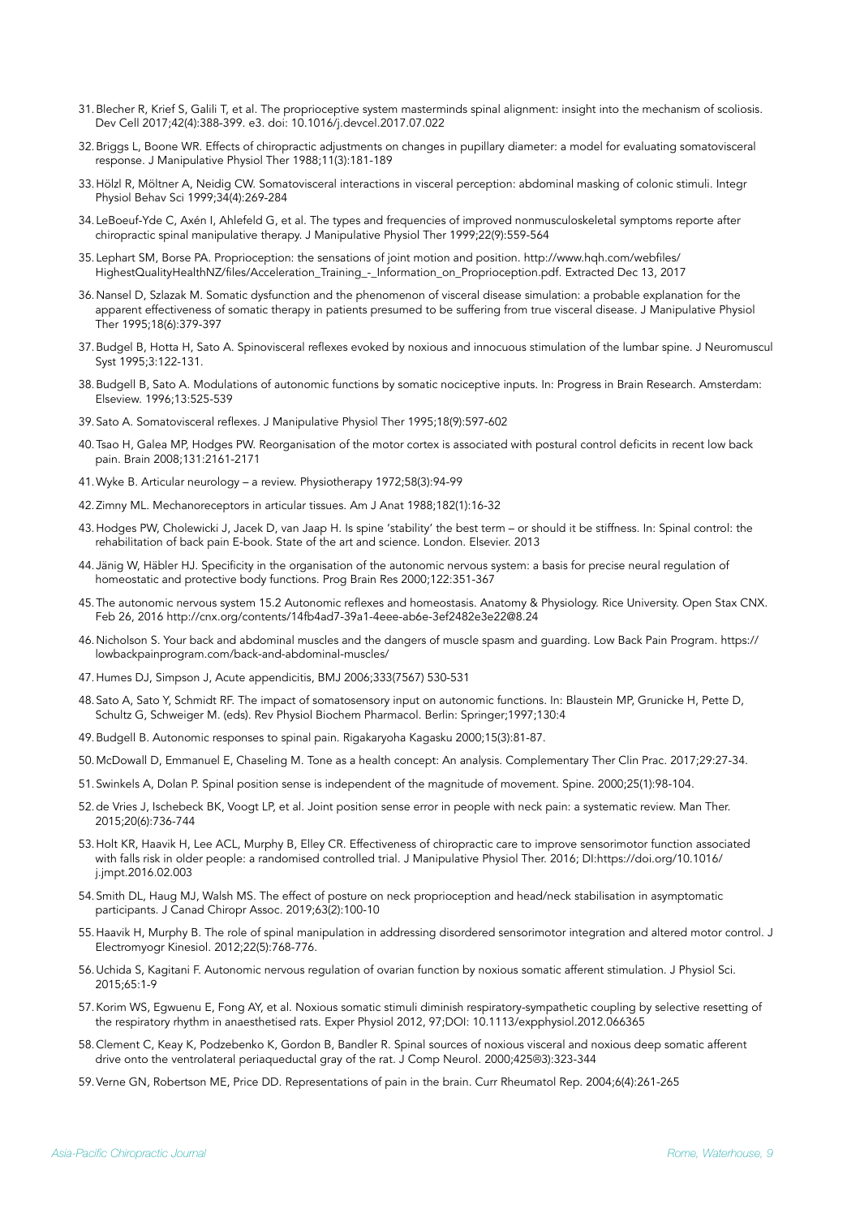31. Blecher R, Krief S, Galili T, et al. The proprioceptive system masterminds spinal alignment: insight into the mechanism of scoliosis. Dev Cell 2017;42(4):388-399. e3. doi: 10.1016/j.devcel.2017.07.022
32. Briggs L, Boone WR. Effects of chiropractic adjustments on changes in pupillary diameter: a model for evaluating somatovisceral response. J Manipulative Physiol Ther 1988;11(3):181-189
33. Hölzl R, Möltner A, Neidig CW. Somatovisceral interactions in visceral perception: abdominal masking of colonic stimuli. Integr Physiol Behav Sci 1999;34(4):269-284
34. LeBoeuf-Yde C, Axén I, Ahlefeld G, et al. The types and frequencies of improved nonmusculoskeletal symptoms reporte after chiropractic spinal manipulative therapy. J Manipulative Physiol Ther 1999;22(9):559-564
35. Lephart SM, Borse PA. Proprioception: the sensations of joint motion and position. http://www.hqh.com/webfiles/HighestQualityHealthNZ/files/Acceleration_Training_-_Information_on_Proprioception.pdf. Extracted Dec 13, 2017
36. Nansel D, Szlazak M. Somatic dysfunction and the phenomenon of visceral disease simulation: a probable explanation for the apparent effectiveness of somatic therapy in patients presumed to be suffering from true visceral disease. J Manipulative Physiol Ther 1995;18(6):379-397
37. Budgel B, Hotta H, Sato A. Spinovisceral reflexes evoked by noxious and innocuous stimulation of the lumbar spine. J Neuromuscul Syst 1995;3:122-131.
38. Budgell B, Sato A. Modulations of autonomic functions by somatic nociceptive inputs. In: Progress in Brain Research. Amsterdam: Elseview. 1996;13:525-539
39. Sato A. Somatovisceral reflexes. J Manipulative Physiol Ther 1995;18(9):597-602
40. Tsao H, Galea MP, Hodges PW. Reorganisation of the motor cortex is associated with postural control deficits in recent low back pain. Brain 2008;131:2161-2171
41. Wyke B. Articular neurology – a review. Physiotherapy 1972;58(3):94-99
42. Zimny ML. Mechanoreceptors in articular tissues. Am J Anat 1988;182(1):16-32
43. Hodges PW, Cholewicki J, Jacek D, van Jaap H. Is spine 'stability' the best term – or should it be stiffness. In: Spinal control: the rehabilitation of back pain E-book. State of the art and science. London. Elsevier. 2013
44. Jänig W, Häbler HJ. Specificity in the organisation of the autonomic nervous system: a basis for precise neural regulation of homeostatic and protective body functions. Prog Brain Res 2000;122:351-367
45. The autonomic nervous system 15.2 Autonomic reflexes and homeostasis. Anatomy & Physiology. Rice University. Open Stax CNX. Feb 26, 2016 http://cnx.org/contents/14fb4ad7-39a1-4eee-ab6e-3ef2482e3e22@8.24
46. Nicholson S. Your back and abdominal muscles and the dangers of muscle spasm and guarding. Low Back Pain Program. https://lowbackpainprogram.com/back-and-abdominal-muscles/
47. Humes DJ, Simpson J, Acute appendicitis, BMJ 2006;333(7567) 530-531
48. Sato A, Sato Y, Schmidt RF. The impact of somatosensory input on autonomic functions. In: Blaustein MP, Grunicke H, Pette D, Schultz G, Schweiger M. (eds). Rev Physiol Biochem Pharmacol. Berlin: Springer;1997;130:4
49. Budgell B. Autonomic responses to spinal pain. Rigakaryoha Kagasku 2000;15(3):81-87.
50. McDowall D, Emmanuel E, Chaseling M. Tone as a health concept: An analysis. Complementary Ther Clin Prac. 2017;29:27-34.
51. Swinkels A, Dolan P. Spinal position sense is independent of the magnitude of movement. Spine. 2000;25(1):98-104.
52. de Vries J, Ischebeck BK, Voogt LP, et al. Joint position sense error in people with neck pain: a systematic review. Man Ther. 2015;20(6):736-744
53. Holt KR, Haavik H, Lee ACL, Murphy B, Elley CR. Effectiveness of chiropractic care to improve sensorimotor function associated with falls risk in older people: a randomised controlled trial. J Manipulative Physiol Ther. 2016; DI:https://doi.org/10.1016/j.jmpt.2016.02.003
54. Smith DL, Haug MJ, Walsh MS. The effect of posture on neck proprioception and head/neck stabilisation in asymptomatic participants. J Canad Chiropr Assoc. 2019;63(2):100-10
55. Haavik H, Murphy B. The role of spinal manipulation in addressing disordered sensorimotor integration and altered motor control. J Electromyogr Kinesiol. 2012;22(5):768-776.
56. Uchida S, Kagitani F. Autonomic nervous regulation of ovarian function by noxious somatic afferent stimulation. J Physiol Sci. 2015;65:1-9
57. Korim WS, Egwuenu E, Fong AY, et al. Noxious somatic stimuli diminish respiratory-sympathetic coupling by selective resetting of the respiratory rhythm in anaesthetised rats. Exper Physiol 2012, 97;DOI: 10.1113/expphysiol.2012.066365
58. Clement C, Keay K, Podzebenko K, Gordon B, Bandler R. Spinal sources of noxious visceral and noxious deep somatic afferent drive onto the ventrolateral periaqueductal gray of the rat. J Comp Neurol. 2000;425®3):323-344
59. Verne GN, Robertson ME, Price DD. Representations of pain in the brain. Curr Rheumatol Rep. 2004;6(4):261-265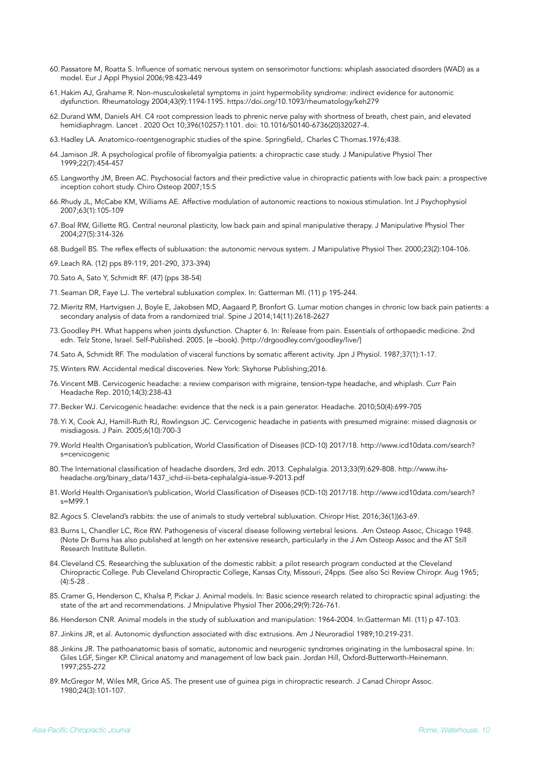60. Passatore M, Roatta S. Influence of somatic nervous system on sensorimotor functions: whiplash associated disorders (WAD) as a model. Eur J Appl Physiol 2006;98:423-449

61. Hakim AJ, Grahame R. Non-musculoskeletal symptoms in joint hypermobility syndrome: indirect evidence for autonomic dysfunction. Rheumatology 2004;43(9):1194-1195. https://doi.org/10.1093/rheumatology/keh279

62. Durand WM, Daniels AH. C4 root compression leads to phrenic nerve palsy with shortness of breath, chest pain, and elevated hemidiaphragm. Lancet . 2020 Oct 10;396(10257):1101. doi: 10.1016/S0140-6736(20)32027-4.

63. Hadley LA. Anatomico-roentgenographic studies of the spine. Springfield,. Charles C Thomas.1976;438.

64. Jamison JR. A psychological profile of fibromyalgia patients: a chiropractic case study. J Manipulative Physiol Ther 1999;22(7):454-457

65. Langworthy JM, Breen AC. Psychosocial factors and their predictive value in chiropractic patients with low back pain: a prospective inception cohort study. Chiro Osteop 2007;15:5

66. Rhudy JL, McCabe KM, Williams AE. Affective modulation of autonomic reactions to noxious stimulation. Int J Psychophysiol 2007;63(1):105-109

67. Boal RW, Gillette RG. Central neuronal plasticity, low back pain and spinal manipulative therapy. J Manipulative Physiol Ther 2004;27(5):314-326

68. Budgell BS. The reflex effects of subluxation: the autonomic nervous system. J Manipulative Physiol Ther. 2000;23(2):104-106.

69. Leach RA. (12) pps 89-119, 201-290, 373-394)

70. Sato A, Sato Y, Schmidt RF. (47) (pps 38-54)

71. Seaman DR, Faye LJ. The vertebral subluxation complex. In: Gatterman MI. (11) p 195-244.

72. Mieritz RM, Hartvigsen J, Boyle E, Jakobsen MD, Aagaard P, Bronfort G. Lumar motion changes in chronic low back pain patients: a secondary analysis of data from a randomized trial. Spine J 2014;14(11):2618-2627

73. Goodley PH. What happens when joints dysfunction. Chapter 6. In: Release from pain. Essentials of orthopaedic medicine. 2nd edn. Telz Stone, Israel. Self-Published. 2005. [e –book). [http://drgoodley.com/goodley/live/]

74. Sato A, Schmidt RF. The modulation of visceral functions by somatic afferent activity. Jpn J Physiol. 1987;37(1):1-17.

75. Winters RW. Accidental medical discoveries. New York: Skyhorse Publishing;2016.

76. Vincent MB. Cervicogenic headache: a review comparison with migraine, tension-type headache, and whiplash. Curr Pain Headache Rep. 2010;14(3):238-43

77. Becker WJ. Cervicogenic headache: evidence that the neck is a pain generator. Headache. 2010;50(4):699-705

78. Yi X, Cook AJ, Hamill-Ruth RJ, Rowlingson JC. Cervicogenic headache in patients with presumed migraine: missed diagnosis or misdiagosis. J Pain. 2005;6(10):700-3

79. World Health Organisation's publication, World Classification of Diseases (ICD-10) 2017/18. http://www.icd10data.com/search?s=cervicogenic

80. The International classification of headache disorders, 3rd edn. 2013. Cephalalgia. 2013;33(9):629-808. http://www.ihs-headache.org/binary_data/1437_ichd-iii-beta-cephalalgia-issue-9-2013.pdf

81. World Health Organisation's publication, World Classification of Diseases (ICD-10) 2017/18. http://www.icd10data.com/search?s=M99.1

82. Agocs S. Cleveland's rabbits: the use of animals to study vertebral subluxation. Chiropr Hist. 2016;36(1))63-69.

83. Burns L, Chandler LC, Rice RW. Pathogenesis of visceral disease following vertebral lesions. .Am Osteop Assoc, Chicago 1948. (Note Dr Burns has also published at length on her extensive research, particularly in the J Am Osteop Assoc and the AT Still Research Institute Bulletin.

84. Cleveland CS. Researching the subluxation of the domestic rabbit: a pilot research program conducted at the Cleveland Chiropractic College. Pub Cleveland Chiropractic College, Kansas City, Missouri, 24pps. (See also Sci Review Chiropr. Aug 1965; (4):5-28 .

85. Cramer G, Henderson C, Khalsa P, Pickar J. Animal models. In: Basic science research related to chiropractic spinal adjusting: the state of the art and recommendations. J Mnipulative Physiol Ther 2006;29(9):726-761.

86. Henderson CNR. Animal models in the study of subluxation and manipulation: 1964-2004. In:Gatterman MI. (11) p 47-103.

87. Jinkins JR, et al. Autonomic dysfunction associated with disc extrusions. Am J Neuroradiol 1989;10:219-231.

88. Jinkins JR. The pathoanatomic basis of somatic, autonomic and neurogenic syndromes originating in the lumbosacral spine. In: Giles LGF, Singer KP. Clinical anatomy and management of low back pain. Jordan Hill, Oxford-Butterworth-Heinemann. 1997;255-272

89. McGregor M, Wiles MR, Grice AS. The present use of guinea pigs in chiropractic research. J Canad Chiropr Assoc. 1980;24(3):101-107.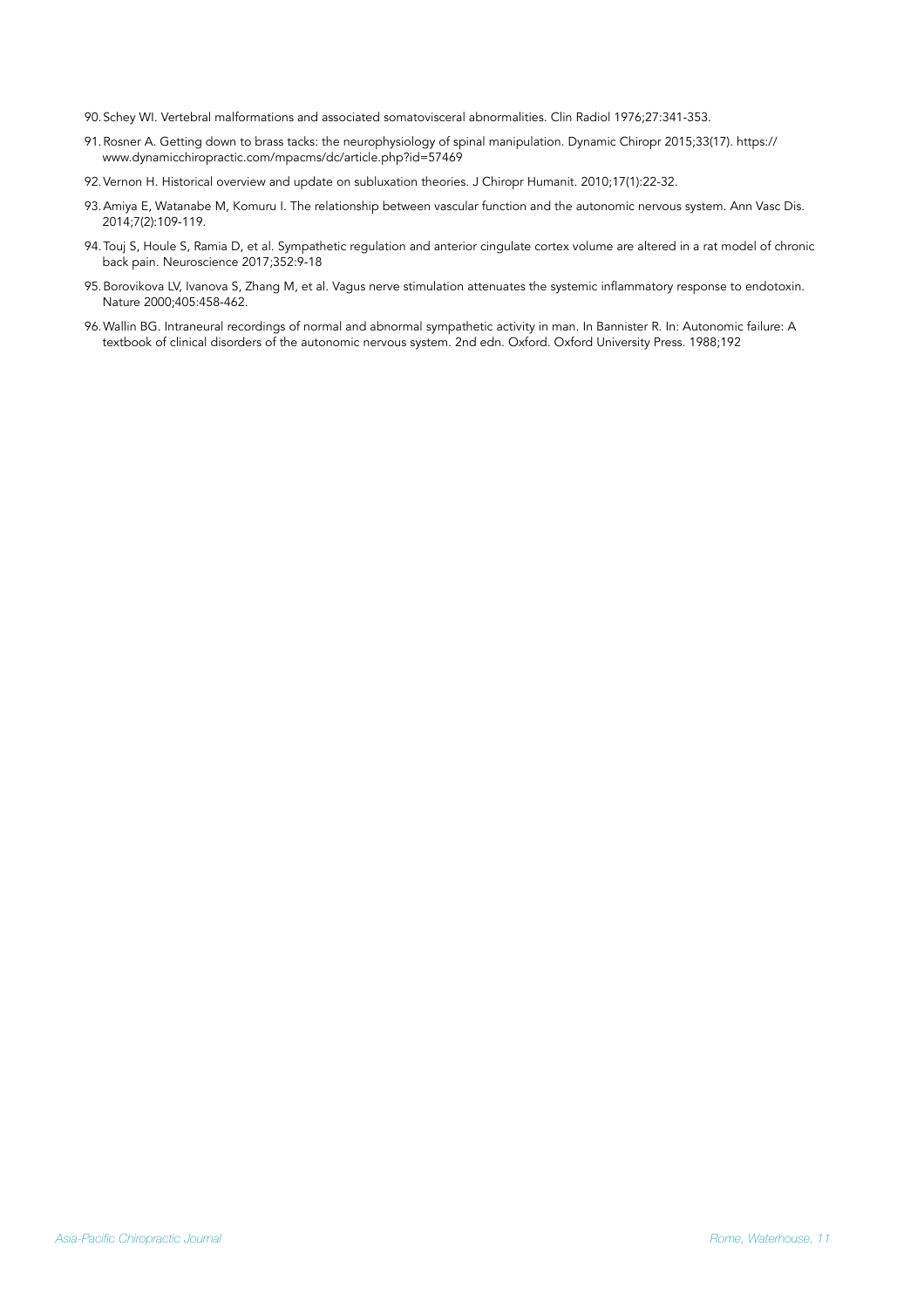90. Schey WI. Vertebral malformations and associated somatovisceral abnormalities. Clin Radiol 1976;27:341-353.

91. Rosner A. Getting down to brass tacks: the neurophysiology of spinal manipulation. Dynamic Chiropr 2015;33(17). https://www.dynamicchiropractic.com/mpacms/dc/article.php?id=57469

92. Vernon H. Historical overview and update on subluxation theories. J Chiropr Humanit. 2010;17(1):22-32.

93. Amiya E, Watanabe M, Komuru I. The relationship between vascular function and the autonomic nervous system. Ann Vasc Dis. 2014;7(2):109-119.

94. Touj S, Houle S, Ramia D, et al. Sympathetic regulation and anterior cingulate cortex volume are altered in a rat model of chronic back pain. Neuroscience 2017;352:9-18

95. Borovikova LV, Ivanova S, Zhang M, et al. Vagus nerve stimulation attenuates the systemic inflammatory response to endotoxin. Nature 2000;405:458-462.

96. Wallin BG. Intraneural recordings of normal and abnormal sympathetic activity in man. In Bannister R. In: Autonomic failure: A textbook of clinical disorders of the autonomic nervous system. 2nd edn. Oxford. Oxford University Press. 1988;192